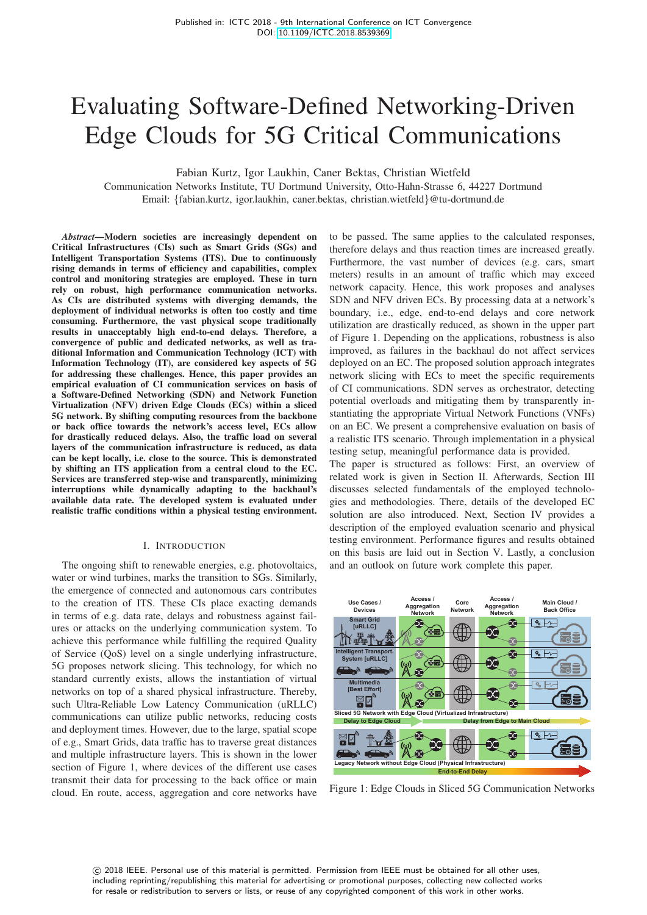Published in: ICTC 2018 - 9th International Conference on ICT Convergence
DOI: 10.1109/ICTC.2018.8539369

# Evaluating Software-Defined Networking-Driven Edge Clouds for 5G Critical Communications

Fabian Kurtz, Igor Laukhin, Caner Bektas, Christian Wietfeld
Communication Networks Institute, TU Dortmund University, Otto-Hahn-Strasse 6, 44227 Dortmund
Email: {fabian.kurtz, igor.laukhin, caner.bektas, christian.wietfeld}@tu-dortmund.de

***Abstract*—Modern societies are increasingly dependent on Critical Infrastructures (CIs) such as Smart Grids (SGs) and Intelligent Transportation Systems (ITS). Due to continuously rising demands in terms of efficiency and capabilities, complex control and monitoring strategies are employed. These in turn rely on robust, high performance communication networks. As CIs are distributed systems with diverging demands, the deployment of individual networks is often too costly and time consuming. Furthermore, the vast physical scope traditionally results in unacceptably high end-to-end delays. Therefore, a convergence of public and dedicated networks, as well as traditional Information and Communication Technology (ICT) with Information Technology (IT), are considered key aspects of 5G for addressing these challenges. Hence, this paper provides an empirical evaluation of CI communication services on basis of a Software-Defined Networking (SDN) and Network Function Virtualization (NFV) driven Edge Clouds (ECs) within a sliced 5G network. By shifting computing resources from the backbone or back office towards the network's access level, ECs allow for drastically reduced delays. Also, the traffic load on several layers of the communication infrastructure is reduced, as data can be kept locally, i.e. close to the source. This is demonstrated by shifting an ITS application from a central cloud to the EC. Services are transferred step-wise and transparently, minimizing interruptions while dynamically adapting to the backhaul's available data rate. The developed system is evaluated under realistic traffic conditions within a physical testing environment.**

## I. Introduction

The ongoing shift to renewable energies, e.g. photovoltaics, water or wind turbines, marks the transition to SGs. Similarly, the emergence of connected and autonomous cars contributes to the creation of ITS. These CIs place exacting demands in terms of e.g. data rate, delays and robustness against failures or attacks on the underlying communication system. To achieve this performance while fulfilling the required Quality of Service (QoS) level on a single underlying infrastructure, 5G proposes network slicing. This technology, for which no standard currently exists, allows the instantiation of virtual networks on top of a shared physical infrastructure. Thereby, such Ultra-Reliable Low Latency Communication (uRLLC) communications can utilize public networks, reducing costs and deployment times. However, due to the large, spatial scope of e.g., Smart Grids, data traffic has to traverse great distances and multiple infrastructure layers. This is shown in the lower section of Figure 1, where devices of the different use cases transmit their data for processing to the back office or main cloud. En route, access, aggregation and core networks have to be passed. The same applies to the calculated responses, therefore delays and thus reaction times are increased greatly. Furthermore, the vast number of devices (e.g. cars, smart meters) results in an amount of traffic which may exceed network capacity. Hence, this work proposes and analyses SDN and NFV driven ECs. By processing data at a network's boundary, i.e., edge, end-to-end delays and core network utilization are drastically reduced, as shown in the upper part of Figure 1. Depending on the applications, robustness is also improved, as failures in the backhaul do not affect services deployed on an EC. The proposed solution approach integrates network slicing with ECs to meet the specific requirements of CI communications. SDN serves as orchestrator, detecting potential overloads and mitigating them by transparently instantiating the appropriate Virtual Network Functions (VNFs) on an EC. We present a comprehensive evaluation on basis of a realistic ITS scenario. Through implementation in a physical testing setup, meaningful performance data is provided.

The paper is structured as follows: First, an overview of related work is given in Section II. Afterwards, Section III discusses selected fundamentals of the employed technologies and methodologies. There, details of the developed EC solution are also introduced. Next, Section IV provides a description of the employed evaluation scenario and physical testing environment. Performance figures and results obtained on this basis are laid out in Section V. Lastly, a conclusion and an outlook on future work complete this paper.

Figure 1: Edge Clouds in Sliced 5G Communication Networks

© 2018 IEEE. Personal use of this material is permitted. Permission from IEEE must be obtained for all other uses, including reprinting/republishing this material for advertising or promotional purposes, collecting new collected works for resale or redistribution to servers or lists, or reuse of any copyrighted component of this work in other works.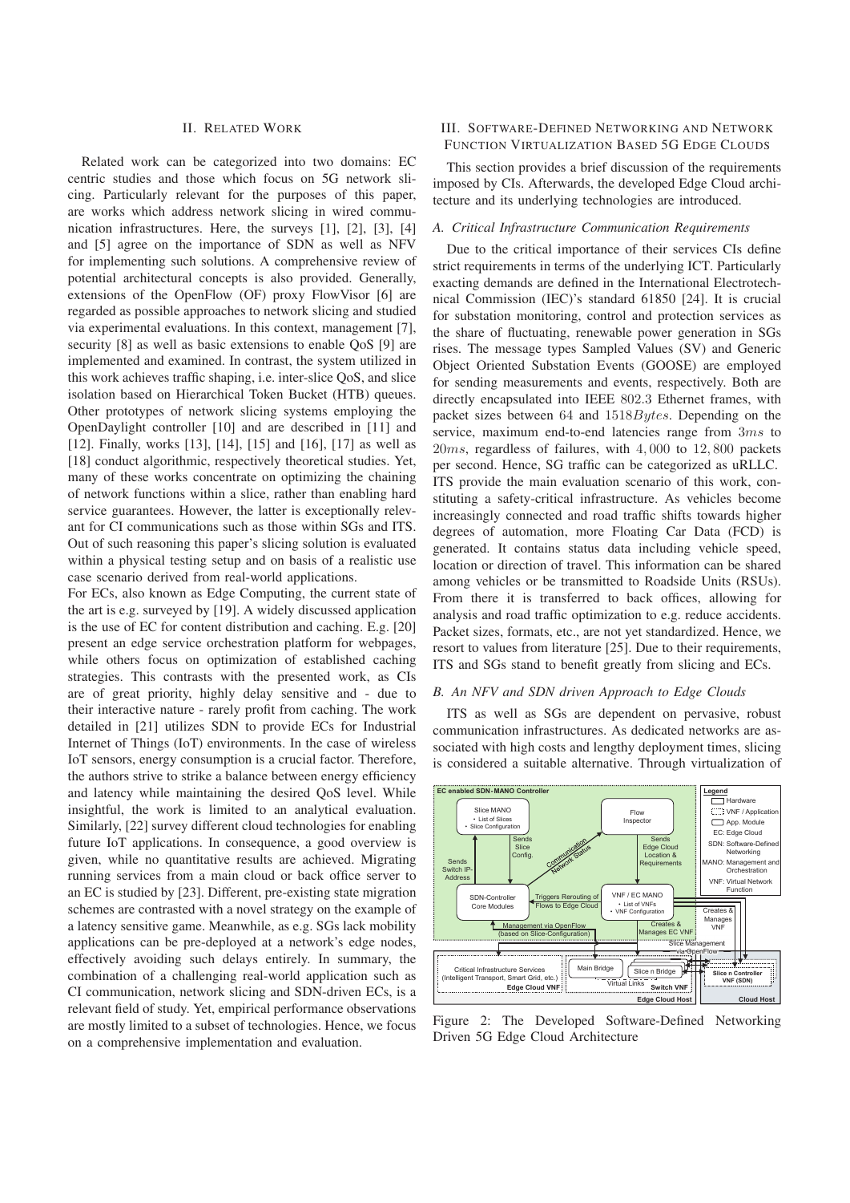## II. Related Work

Related work can be categorized into two domains: EC centric studies and those which focus on 5G network slicing. Particularly relevant for the purposes of this paper, are works which address network slicing in wired communication infrastructures. Here, the surveys [1], [2], [3], [4] and [5] agree on the importance of SDN as well as NFV for implementing such solutions. A comprehensive review of potential architectural concepts is also provided. Generally, extensions of the OpenFlow (OF) proxy FlowVisor [6] are regarded as possible approaches to network slicing and studied via experimental evaluations. In this context, management [7], security [8] as well as basic extensions to enable QoS [9] are implemented and examined. In contrast, the system utilized in this work achieves traffic shaping, i.e. inter-slice QoS, and slice isolation based on Hierarchical Token Bucket (HTB) queues. Other prototypes of network slicing systems employing the OpenDaylight controller [10] and are described in [11] and [12]. Finally, works [13], [14], [15] and [16], [17] as well as [18] conduct algorithmic, respectively theoretical studies. Yet, many of these works concentrate on optimizing the chaining of network functions within a slice, rather than enabling hard service guarantees. However, the latter is exceptionally relevant for CI communications such as those within SGs and ITS. Out of such reasoning this paper's slicing solution is evaluated within a physical testing setup and on basis of a realistic use case scenario derived from real-world applications.

For ECs, also known as Edge Computing, the current state of the art is e.g. surveyed by [19]. A widely discussed application is the use of EC for content distribution and caching. E.g. [20] present an edge service orchestration platform for webpages, while others focus on optimization of established caching strategies. This contrasts with the presented work, as CIs are of great priority, highly delay sensitive and - due to their interactive nature - rarely profit from caching. The work detailed in [21] utilizes SDN to provide ECs for Industrial Internet of Things (IoT) environments. In the case of wireless IoT sensors, energy consumption is a crucial factor. Therefore, the authors strive to strike a balance between energy efficiency and latency while maintaining the desired QoS level. While insightful, the work is limited to an analytical evaluation. Similarly, [22] survey different cloud technologies for enabling future IoT applications. In consequence, a good overview is given, while no quantitative results are achieved. Migrating running services from a main cloud or back office server to an EC is studied by [23]. Different, pre-existing state migration schemes are contrasted with a novel strategy on the example of a latency sensitive game. Meanwhile, as e.g. SGs lack mobility applications can be pre-deployed at a network's edge nodes, effectively avoiding such delays entirely. In summary, the combination of a challenging real-world application such as CI communication, network slicing and SDN-driven ECs, is a relevant field of study. Yet, empirical performance observations are mostly limited to a subset of technologies. Hence, we focus on a comprehensive implementation and evaluation.

## III. Software-Defined Networking and Network Function Virtualization Based 5G Edge Clouds

This section provides a brief discussion of the requirements imposed by CIs. Afterwards, the developed Edge Cloud architecture and its underlying technologies are introduced.

### A. Critical Infrastructure Communication Requirements

Due to the critical importance of their services CIs define strict requirements in terms of the underlying ICT. Particularly exacting demands are defined in the International Electrotechnical Commission (IEC)'s standard 61850 [24]. It is crucial for substation monitoring, control and protection services as the share of fluctuating, renewable power generation in SGs rises. The message types Sampled Values (SV) and Generic Object Oriented Substation Events (GOOSE) are employed for sending measurements and events, respectively. Both are directly encapsulated into IEEE 802.3 Ethernet frames, with packet sizes between 64 and $1518 Bytes$. Depending on the service, maximum end-to-end latencies range from $3ms$ to $20ms$, regardless of failures, with $4,000$ to $12,800$ packets per second. Hence, SG traffic can be categorized as uRLLC.

ITS provide the main evaluation scenario of this work, constituting a safety-critical infrastructure. As vehicles become increasingly connected and road traffic shifts towards higher degrees of automation, more Floating Car Data (FCD) is generated. It contains status data including vehicle speed, location or direction of travel. This information can be shared among vehicles or be transmitted to Roadside Units (RSUs). From there it is transferred to back offices, allowing for analysis and road traffic optimization to e.g. reduce accidents. Packet sizes, formats, etc., are not yet standardized. Hence, we resort to values from literature [25]. Due to their requirements, ITS and SGs stand to benefit greatly from slicing and ECs.

### B. An NFV and SDN driven Approach to Edge Clouds

ITS as well as SGs are dependent on pervasive, robust communication infrastructures. As dedicated networks are associated with high costs and lengthy deployment times, slicing is considered a suitable alternative. Through virtualization of

Figure 2: The Developed Software-Defined Networking Driven 5G Edge Cloud Architecture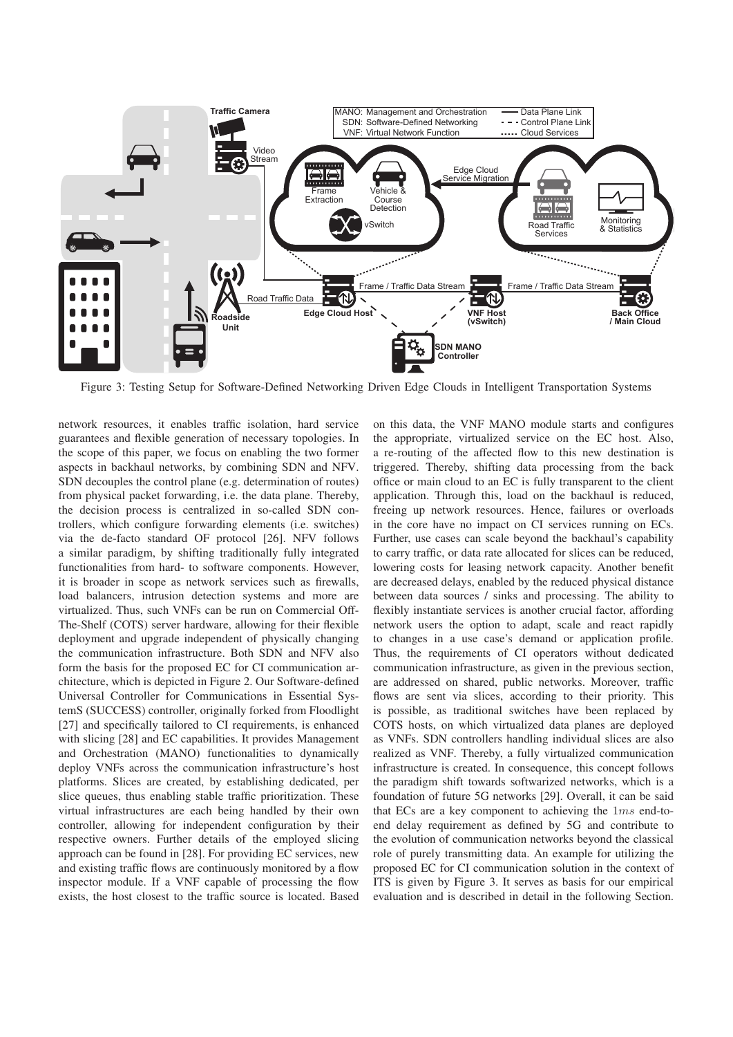Figure 3: Testing Setup for Software-Defined Networking Driven Edge Clouds in Intelligent Transportation Systems

network resources, it enables traffic isolation, hard service guarantees and flexible generation of necessary topologies. In the scope of this paper, we focus on enabling the two former aspects in backhaul networks, by combining SDN and NFV. SDN decouples the control plane (e.g. determination of routes) from physical packet forwarding, i.e. the data plane. Thereby, the decision process is centralized in so-called SDN controllers, which configure forwarding elements (i.e. switches) via the de-facto standard OF protocol [26]. NFV follows a similar paradigm, by shifting traditionally fully integrated functionalities from hard- to software components. However, it is broader in scope as network services such as firewalls, load balancers, intrusion detection systems and more are virtualized. Thus, such VNFs can be run on Commercial Off-The-Shelf (COTS) server hardware, allowing for their flexible deployment and upgrade independent of physically changing the communication infrastructure. Both SDN and NFV also form the basis for the proposed EC for CI communication architecture, which is depicted in Figure 2. Our Software-defined Universal Controller for Communications in Essential SystemS (SUCCESS) controller, originally forked from Floodlight [27] and specifically tailored to CI requirements, is enhanced with slicing [28] and EC capabilities. It provides Management and Orchestration (MANO) functionalities to dynamically deploy VNFs across the communication infrastructure's host platforms. Slices are created, by establishing dedicated, per slice queues, thus enabling stable traffic prioritization. These virtual infrastructures are each being handled by their own controller, allowing for independent configuration by their respective owners. Further details of the employed slicing approach can be found in [28]. For providing EC services, new and existing traffic flows are continuously monitored by a flow inspector module. If a VNF capable of processing the flow exists, the host closest to the traffic source is located. Based on this data, the VNF MANO module starts and configures the appropriate, virtualized service on the EC host. Also, a re-routing of the affected flow to this new destination is triggered. Thereby, shifting data processing from the back office or main cloud to an EC is fully transparent to the client application. Through this, load on the backhaul is reduced, freeing up network resources. Hence, failures or overloads in the core have no impact on CI services running on ECs. Further, use cases can scale beyond the backhaul's capability to carry traffic, or data rate allocated for slices can be reduced, lowering costs for leasing network capacity. Another benefit are decreased delays, enabled by the reduced physical distance between data sources / sinks and processing. The ability to flexibly instantiate services is another crucial factor, affording network users the option to adapt, scale and react rapidly to changes in a use case's demand or application profile. Thus, the requirements of CI operators without dedicated communication infrastructure, as given in the previous section, are addressed on shared, public networks. Moreover, traffic flows are sent via slices, according to their priority. This is possible, as traditional switches have been replaced by COTS hosts, on which virtualized data planes are deployed as VNFs. SDN controllers handling individual slices are also realized as VNF. Thereby, a fully virtualized communication infrastructure is created. In consequence, this concept follows the paradigm shift towards softwarized networks, which is a foundation of future 5G networks [29]. Overall, it can be said that ECs are a key component to achieving the $1ms$ end-to-end delay requirement as defined by 5G and contribute to the evolution of communication networks beyond the classical role of purely transmitting data. An example for utilizing the proposed EC for CI communication solution in the context of ITS is given by Figure 3. It serves as basis for our empirical evaluation and is described in detail in the following Section.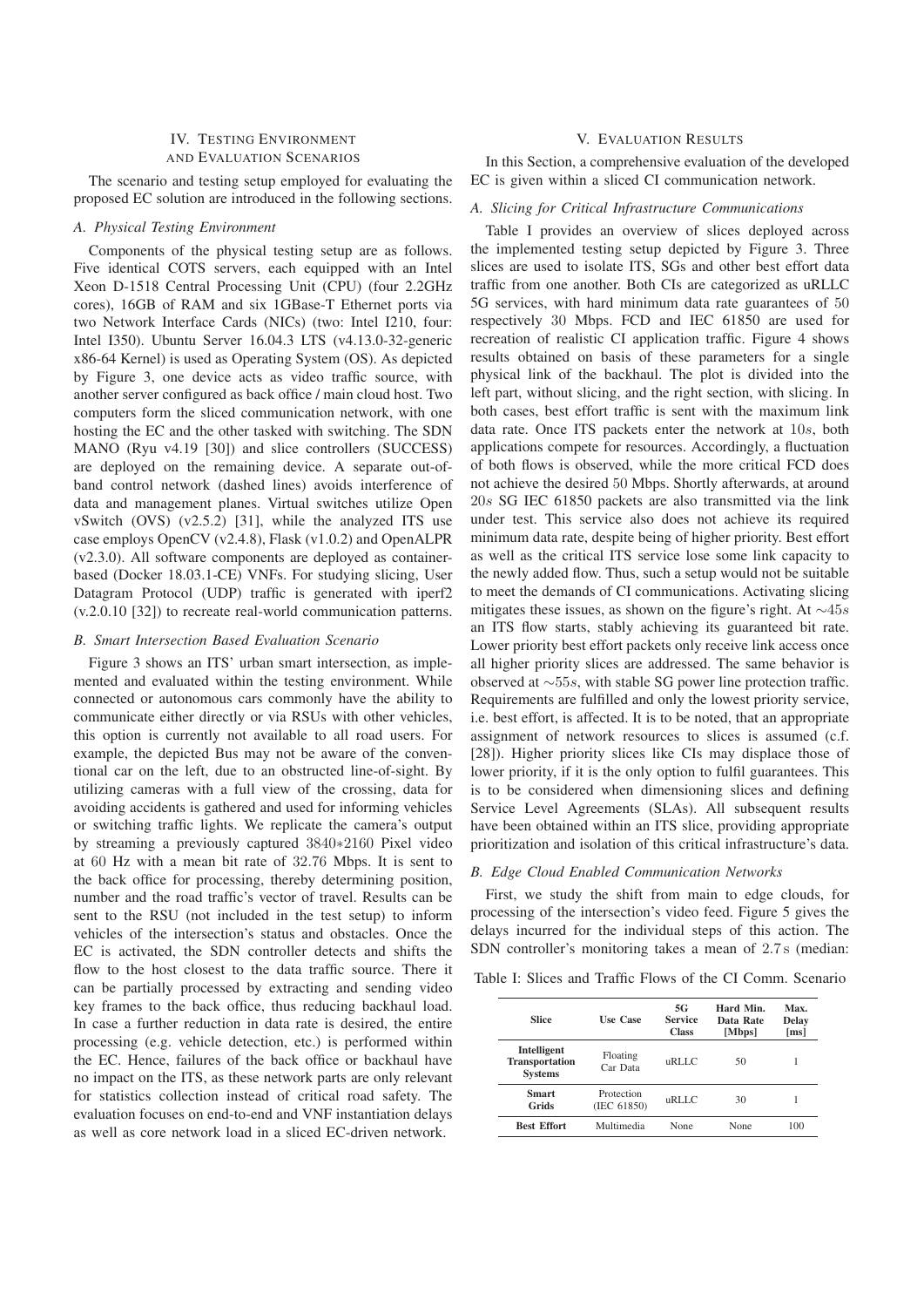## IV. Testing Environment and Evaluation Scenarios

The scenario and testing setup employed for evaluating the proposed EC solution are introduced in the following sections.

### A. Physical Testing Environment

Components of the physical testing setup are as follows. Five identical COTS servers, each equipped with an Intel Xeon D-1518 Central Processing Unit (CPU) (four 2.2GHz cores), 16GB of RAM and six 1GBase-T Ethernet ports via two Network Interface Cards (NICs) (two: Intel I210, four: Intel I350). Ubuntu Server 16.04.3 LTS (v4.13.0-32-generic x86-64 Kernel) is used as Operating System (OS). As depicted by Figure 3, one device acts as video traffic source, with another server configured as back office / main cloud host. Two computers form the sliced communication network, with one hosting the EC and the other tasked with switching. The SDN MANO (Ryu v4.19 [30]) and slice controllers (SUCCESS) are deployed on the remaining device. A separate out-of-band control network (dashed lines) avoids interference of data and management planes. Virtual switches utilize Open vSwitch (OVS) (v2.5.2) [31], while the analyzed ITS use case employs OpenCV (v2.4.8), Flask (v1.0.2) and OpenALPR (v2.3.0). All software components are deployed as container-based (Docker 18.03.1-CE) VNFs. For studying slicing, User Datagram Protocol (UDP) traffic is generated with iperf2 (v.2.0.10 [32]) to recreate real-world communication patterns.

### B. Smart Intersection Based Evaluation Scenario

Figure 3 shows an ITS' urban smart intersection, as implemented and evaluated within the testing environment. While connected or autonomous cars commonly have the ability to communicate either directly or via RSUs with other vehicles, this option is currently not available to all road users. For example, the depicted Bus may not be aware of the conventional car on the left, due to an obstructed line-of-sight. By utilizing cameras with a full view of the crossing, data for avoiding accidents is gathered and used for informing vehicles or switching traffic lights. We replicate the camera's output by streaming a previously captured $3840{*}2160$ Pixel video at $60$ Hz with a mean bit rate of $32.76$ Mbps. It is sent to the back office for processing, thereby determining position, number and the road traffic's vector of travel. Results can be sent to the RSU (not included in the test setup) to inform vehicles of the intersection's status and obstacles. Once the EC is activated, the SDN controller detects and shifts the flow to the host closest to the data traffic source. There it can be partially processed by extracting and sending video key frames to the back office, thus reducing backhaul load. In case a further reduction in data rate is desired, the entire processing (e.g. vehicle detection, etc.) is performed within the EC. Hence, failures of the back office or backhaul have no impact on the ITS, as these network parts are only relevant for statistics collection instead of critical road safety. The evaluation focuses on end-to-end and VNF instantiation delays as well as core network load in a sliced EC-driven network.

## V. Evaluation Results

In this Section, a comprehensive evaluation of the developed EC is given within a sliced CI communication network.

### A. Slicing for Critical Infrastructure Communications

Table I provides an overview of slices deployed across the implemented testing setup depicted by Figure 3. Three slices are used to isolate ITS, SGs and other best effort data traffic from one another. Both CIs are categorized as uRLLC 5G services, with hard minimum data rate guarantees of $50$ respectively $30$ Mbps. FCD and IEC 61850 are used for recreation of realistic CI application traffic. Figure 4 shows results obtained on basis of these parameters for a single physical link of the backhaul. The plot is divided into the left part, without slicing, and the right section, with slicing. In both cases, best effort traffic is sent with the maximum link data rate. Once ITS packets enter the network at $10s$, both applications compete for resources. Accordingly, a fluctuation of both flows is observed, while the more critical FCD does not achieve the desired $50$ Mbps. Shortly afterwards, at around $20s$ SG IEC 61850 packets are also transmitted via the link under test. This service also does not achieve its required minimum data rate, despite being of higher priority. Best effort as well as the critical ITS service lose some link capacity to the newly added flow. Thus, such a setup would not be suitable to meet the demands of CI communications. Activating slicing mitigates these issues, as shown on the figure's right. At $\sim 45s$ an ITS flow starts, stably achieving its guaranteed bit rate. Lower priority best effort packets only receive link access once all higher priority slices are addressed. The same behavior is observed at $\sim 55s$, with stable SG power line protection traffic. Requirements are fulfilled and only the lowest priority service, i.e. best effort, is affected. It is to be noted, that an appropriate assignment of network resources to slices is assumed (c.f. [28]). Higher priority slices like CIs may displace those of lower priority, if it is the only option to fulfil guarantees. This is to be considered when dimensioning slices and defining Service Level Agreements (SLAs). All subsequent results have been obtained within an ITS slice, providing appropriate prioritization and isolation of this critical infrastructure's data.

### B. Edge Cloud Enabled Communication Networks

First, we study the shift from main to edge clouds, for processing of the intersection's video feed. Figure 5 gives the delays incurred for the individual steps of this action. The SDN controller's monitoring takes a mean of $2.7$ s (median:

Table I: Slices and Traffic Flows of the CI Comm. Scenario

| Slice | Use Case | 5G Service Class | Hard Min. Data Rate [Mbps] | Max. Delay [ms] |
|---|---|---|---|---|
| **Intelligent Transportation Systems** | Floating Car Data | uRLLC | 50 | 1 |
| **Smart Grids** | Protection (IEC 61850) | uRLLC | 30 | 1 |
| **Best Effort** | Multimedia | None | None | 100 |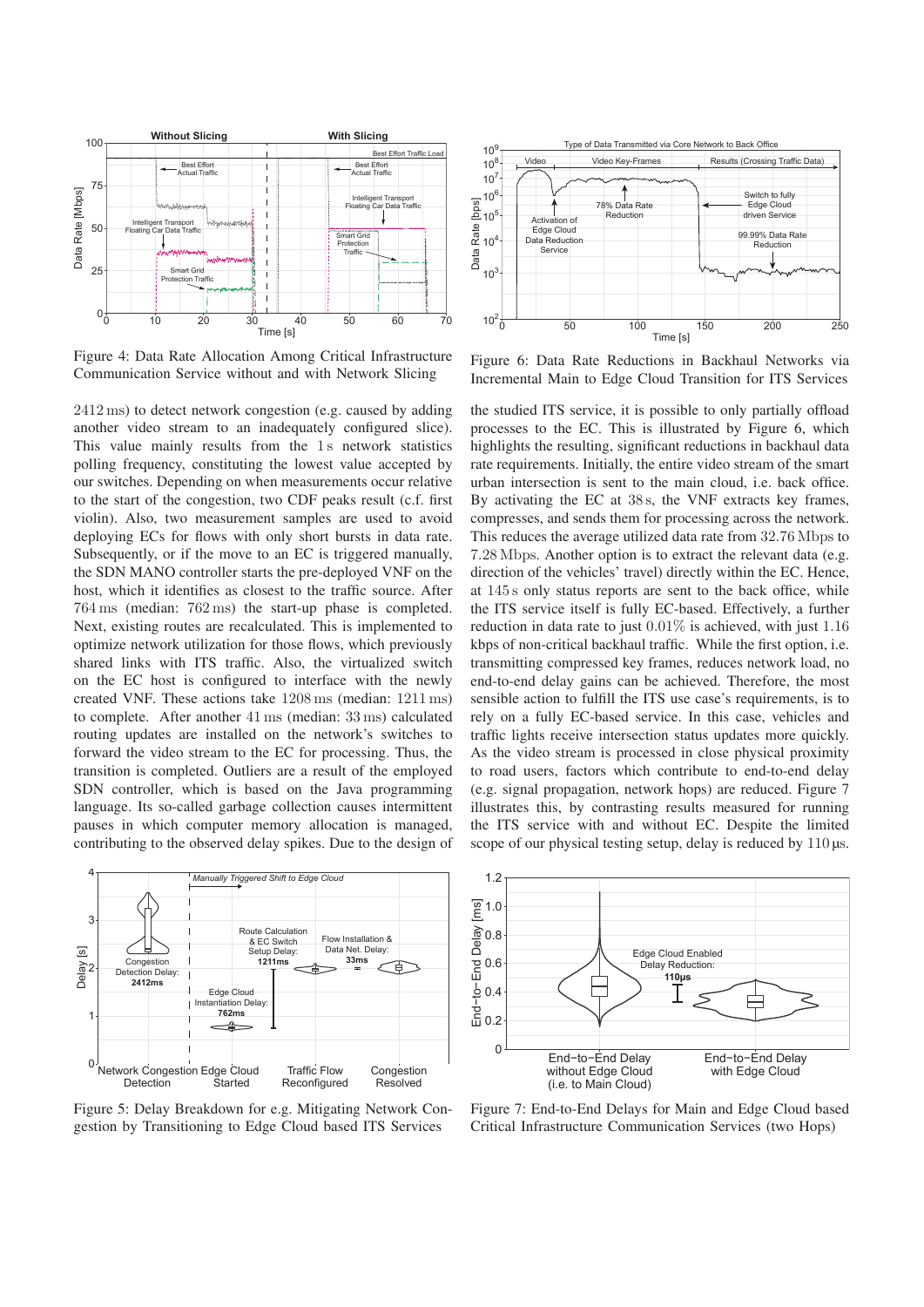Figure 4: Data Rate Allocation Among Critical Infrastructure Communication Service without and with Network Slicing

Figure 6: Data Rate Reductions in Backhaul Networks via Incremental Main to Edge Cloud Transition for ITS Services

2412 ms) to detect network congestion (e.g. caused by adding another video stream to an inadequately configured slice). This value mainly results from the 1 s network statistics polling frequency, constituting the lowest value accepted by our switches. Depending on when measurements occur relative to the start of the congestion, two CDF peaks result (c.f. first violin). Also, two measurement samples are used to avoid deploying ECs for flows with only short bursts in data rate. Subsequently, or if the move to an EC is triggered manually, the SDN MANO controller starts the pre-deployed VNF on the host, which it identifies as closest to the traffic source. After 764 ms (median: 762 ms) the start-up phase is completed. Next, existing routes are recalculated. This is implemented to optimize network utilization for those flows, which previously shared links with ITS traffic. Also, the virtualized switch on the EC host is configured to interface with the newly created VNF. These actions take 1208 ms (median: 1211 ms) to complete. After another 41 ms (median: 33 ms) calculated routing updates are installed on the network's switches to forward the video stream to the EC for processing. Thus, the transition is completed. Outliers are a result of the employed SDN controller, which is based on the Java programming language. Its so-called garbage collection causes intermittent pauses in which computer memory allocation is managed, contributing to the observed delay spikes. Due to the design of the studied ITS service, it is possible to only partially offload processes to the EC. This is illustrated by Figure 6, which highlights the resulting, significant reductions in backhaul data rate requirements. Initially, the entire video stream of the smart urban intersection is sent to the main cloud, i.e. back office. By activating the EC at 38 s, the VNF extracts key frames, compresses, and sends them for processing across the network. This reduces the average utilized data rate from 32.76 Mbps to 7.28 Mbps. Another option is to extract the relevant data (e.g. direction of the vehicles' travel) directly within the EC. Hence, at 145 s only status reports are sent to the back office, while the ITS service itself is fully EC-based. Effectively, a further reduction in data rate to just 0.01% is achieved, with just 1.16 kbps of non-critical backhaul traffic. While the first option, i.e. transmitting compressed key frames, reduces network load, no end-to-end delay gains can be achieved. Therefore, the most sensible action to fulfill the ITS use case's requirements, is to rely on a fully EC-based service. In this case, vehicles and traffic lights receive intersection status updates more quickly. As the video stream is processed in close physical proximity to road users, factors which contribute to end-to-end delay (e.g. signal propagation, network hops) are reduced. Figure 7 illustrates this, by contrasting results measured for running the ITS service with and without EC. Despite the limited scope of our physical testing setup, delay is reduced by 110 µs.

Figure 5: Delay Breakdown for e.g. Mitigating Network Congestion by Transitioning to Edge Cloud based ITS Services

Figure 7: End-to-End Delays for Main and Edge Cloud based Critical Infrastructure Communication Services (two Hops)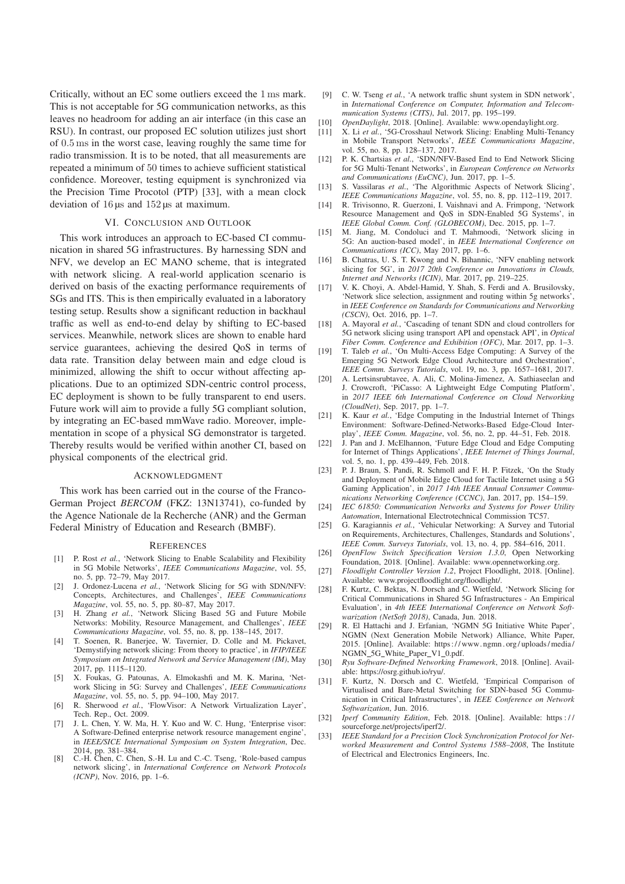Critically, without an EC some outliers exceed the 1 ms mark. This is not acceptable for 5G communication networks, as this leaves no headroom for adding an air interface (in this case an RSU). In contrast, our proposed EC solution utilizes just short of 0.5 ms in the worst case, leaving roughly the same time for radio transmission. It is to be noted, that all measurements are repeated a minimum of 50 times to achieve sufficient statistical confidence. Moreover, testing equipment is synchronized via the Precision Time Procotol (PTP) [33], with a mean clock deviation of 16 µs and 152 µs at maximum.

## VI. Conclusion and Outlook

This work introduces an approach to EC-based CI communication in shared 5G infrastructures. By harnessing SDN and NFV, we develop an EC MANO scheme, that is integrated with network slicing. A real-world application scenario is derived on basis of the exacting performance requirements of SGs and ITS. This is then empirically evaluated in a laboratory testing setup. Results show a significant reduction in backhaul traffic as well as end-to-end delay by shifting to EC-based services. Meanwhile, network slices are shown to enable hard service guarantees, achieving the desired QoS in terms of data rate. Transition delay between main and edge cloud is minimized, allowing the shift to occur without affecting applications. Due to an optimized SDN-centric control process, EC deployment is shown to be fully transparent to end users. Future work will aim to provide a fully 5G compliant solution, by integrating an EC-based mmWave radio. Moreover, implementation in scope of a physical SG demonstrator is targeted. Thereby results would be verified within another CI, based on physical components of the electrical grid.

## Acknowledgment

This work has been carried out in the course of the Franco-German Project *BERCOM* (FKZ: 13N13741), co-funded by the Agence Nationale de la Recherche (ANR) and the German Federal Ministry of Education and Research (BMBF).

## References

[1] P. Rost *et al.*, 'Network Slicing to Enable Scalability and Flexibility in 5G Mobile Networks', *IEEE Communications Magazine*, vol. 55, no. 5, pp. 72–79, May 2017.

[2] J. Ordonez-Lucena *et al.*, 'Network Slicing for 5G with SDN/NFV: Concepts, Architectures, and Challenges', *IEEE Communications Magazine*, vol. 55, no. 5, pp. 80–87, May 2017.

[3] H. Zhang *et al.*, 'Network Slicing Based 5G and Future Mobile Networks: Mobility, Resource Management, and Challenges', *IEEE Communications Magazine*, vol. 55, no. 8, pp. 138–145, 2017.

[4] T. Soenen, R. Banerjee, W. Tavernier, D. Colle and M. Pickavet, 'Demystifying network slicing: From theory to practice', in *IFIP/IEEE Symposium on Integrated Network and Service Management (IM)*, May 2017, pp. 1115–1120.

[5] X. Foukas, G. Patounas, A. Elmokashfi and M. K. Marina, 'Network Slicing in 5G: Survey and Challenges', *IEEE Communications Magazine*, vol. 55, no. 5, pp. 94–100, May 2017.

[6] R. Sherwood *et al.*, 'FlowVisor: A Network Virtualization Layer', Tech. Rep., Oct. 2009.

[7] J. L. Chen, Y. W. Ma, H. Y. Kuo and W. C. Hung, 'Enterprise visor: A Software-Defined enterprise network resource management engine', in *IEEE/SICE International Symposium on System Integration*, Dec. 2014, pp. 381–384.

[8] C.-H. Chen, C. Chen, S.-H. Lu and C.-C. Tseng, 'Role-based campus network slicing', in *International Conference on Network Protocols (ICNP)*, Nov. 2016, pp. 1–6.

[9] C. W. Tseng *et al.*, 'A network traffic shunt system in SDN network', in *International Conference on Computer, Information and Telecommunication Systems (CITS)*, Jul. 2017, pp. 195–199.

[10] *OpenDaylight*, 2018. [Online]. Available: www.opendaylight.org.

[11] X. Li *et al.*, '5G-Crosshaul Network Slicing: Enabling Multi-Tenancy in Mobile Transport Networks', *IEEE Communications Magazine*, vol. 55, no. 8, pp. 128–137, 2017.

[12] P. K. Chartsias *et al.*, 'SDN/NFV-Based End to End Network Slicing for 5G Multi-Tenant Networks', in *European Conference on Networks and Communications (EuCNC)*, Jun. 2017, pp. 1–5.

[13] S. Vassilaras *et al.*, 'The Algorithmic Aspects of Network Slicing', *IEEE Communications Magazine*, vol. 55, no. 8, pp. 112–119, 2017.

[14] R. Trivisonno, R. Guerzoni, I. Vaishnavi and A. Frimpong, 'Network Resource Management and QoS in SDN-Enabled 5G Systems', in *IEEE Global Comm. Conf. (GLOBECOM)*, Dec. 2015, pp. 1–7.

[15] M. Jiang, M. Condoluci and T. Mahmoodi, 'Network slicing in 5G: An auction-based model', in *IEEE International Conference on Communications (ICC)*, May 2017, pp. 1–6.

[16] B. Chatras, U. S. T. Kwong and N. Bihannic, 'NFV enabling network slicing for 5G', in *2017 20th Conference on Innovations in Clouds, Internet and Networks (ICIN)*, Mar. 2017, pp. 219–225.

[17] V. K. Choyi, A. Abdel-Hamid, Y. Shah, S. Ferdi and A. Brusilovsky, 'Network slice selection, assignment and routing within 5g networks', in *IEEE Conference on Standards for Communications and Networking (CSCN)*, Oct. 2016, pp. 1–7.

[18] A. Mayoral *et al.*, 'Cascading of tenant SDN and cloud controllers for 5G network slicing using transport API and openstack API', in *Optical Fiber Comm. Conference and Exhibition (OFC)*, Mar. 2017, pp. 1–3.

[19] T. Taleb *et al.*, 'On Multi-Access Edge Computing: A Survey of the Emerging 5G Network Edge Cloud Architecture and Orchestration', *IEEE Comm. Surveys Tutorials*, vol. 19, no. 3, pp. 1657–1681, 2017.

[20] A. Lertsinsrubtavee, A. Ali, C. Molina-Jimenez, A. Sathiaseelan and J. Crowcroft, 'PiCasso: A Lightweight Edge Computing Platform', in *2017 IEEE 6th International Conference on Cloud Networking (CloudNet)*, Sep. 2017, pp. 1–7.

[21] K. Kaur *et al.*, 'Edge Computing in the Industrial Internet of Things Environment: Software-Defined-Networks-Based Edge-Cloud Interplay', *IEEE Comm. Magazine*, vol. 56, no. 2, pp. 44–51, Feb. 2018.

[22] J. Pan and J. McElhannon, 'Future Edge Cloud and Edge Computing for Internet of Things Applications', *IEEE Internet of Things Journal*, vol. 5, no. 1, pp. 439–449, Feb. 2018.

[23] P. J. Braun, S. Pandi, R. Schmoll and F. H. P. Fitzek, 'On the Study and Deployment of Mobile Edge Cloud for Tactile Internet using a 5G Gaming Application', in *2017 14th IEEE Annual Consumer Communications Networking Conference (CCNC)*, Jan. 2017, pp. 154–159.

[24] *IEC 61850: Communication Networks and Systems for Power Utility Automation*, International Electrotechnical Commission TC57.

[25] G. Karagiannis *et al.*, 'Vehicular Networking: A Survey and Tutorial on Requirements, Architectures, Challenges, Standards and Solutions', *IEEE Comm. Surveys Tutorials*, vol. 13, no. 4, pp. 584–616, 2011.

[26] *OpenFlow Switch Specification Version 1.3.0*, Open Networking Foundation, 2018. [Online]. Available: www.opennetworking.org.

[27] *Floodlight Controller Version 1.2*, Project Floodlight, 2018. [Online]. Available: www.projectfloodlight.org/floodlight/.

[28] F. Kurtz, C. Bektas, N. Dorsch and C. Wietfeld, 'Network Slicing for Critical Communications in Shared 5G Infrastructures - An Empirical Evaluation', in *4th IEEE International Conference on Network Softwarization (NetSoft 2018)*, Canada, Jun. 2018.

[29] R. El Hattachi and J. Erfanian, 'NGMN 5G Initiative White Paper', NGMN (Next Generation Mobile Network) Alliance, White Paper, 2015. [Online]. Available: https://www.ngmn.org/uploads/media/NGMN_5G_White_Paper_V1_0.pdf.

[30] *Ryu Software-Defined Networking Framework*, 2018. [Online]. Available: https://osrg.github.io/ryu/.

[31] F. Kurtz, N. Dorsch and C. Wietfeld, 'Empirical Comparison of Virtualised and Bare-Metal Switching for SDN-based 5G Communication in Critical Infrastructures', in *IEEE Conference on Network Softwarization*, Jun. 2016.

[32] *Iperf Community Edition*, Feb. 2018. [Online]. Available: https://sourceforge.net/projects/iperf2/.

[33] *IEEE Standard for a Precision Clock Synchronization Protocol for Networked Measurement and Control Systems 1588–2008*, The Institute of Electrical and Electronics Engineers, Inc.